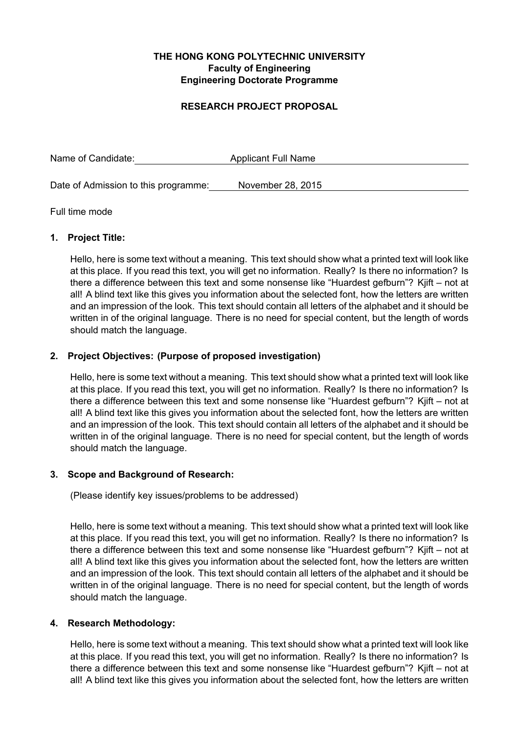**THE HONG KONG POLYTECHNIC UNIVERSITY**
**Faculty of Engineering**
**Engineering Doctorate Programme**

**RESEARCH PROJECT PROPOSAL**

Name of Candidate: Applicant Full Name

Date of Admission to this programme: November 28, 2015

Full time mode

## 1. Project Title:

Hello, here is some text without a meaning. This text should show what a printed text will look like at this place. If you read this text, you will get no information. Really? Is there no information? Is there a difference between this text and some nonsense like "Huardest gefburn"? Kjift – not at all! A blind text like this gives you information about the selected font, how the letters are written and an impression of the look. This text should contain all letters of the alphabet and it should be written in of the original language. There is no need for special content, but the length of words should match the language.

## 2. Project Objectives: (Purpose of proposed investigation)

Hello, here is some text without a meaning. This text should show what a printed text will look like at this place. If you read this text, you will get no information. Really? Is there no information? Is there a difference between this text and some nonsense like "Huardest gefburn"? Kjift – not at all! A blind text like this gives you information about the selected font, how the letters are written and an impression of the look. This text should contain all letters of the alphabet and it should be written in of the original language. There is no need for special content, but the length of words should match the language.

## 3. Scope and Background of Research:

(Please identify key issues/problems to be addressed)

Hello, here is some text without a meaning. This text should show what a printed text will look like at this place. If you read this text, you will get no information. Really? Is there no information? Is there a difference between this text and some nonsense like "Huardest gefburn"? Kjift – not at all! A blind text like this gives you information about the selected font, how the letters are written and an impression of the look. This text should contain all letters of the alphabet and it should be written in of the original language. There is no need for special content, but the length of words should match the language.

## 4. Research Methodology:

Hello, here is some text without a meaning. This text should show what a printed text will look like at this place. If you read this text, you will get no information. Really? Is there no information? Is there a difference between this text and some nonsense like "Huardest gefburn"? Kjift – not at all! A blind text like this gives you information about the selected font, how the letters are written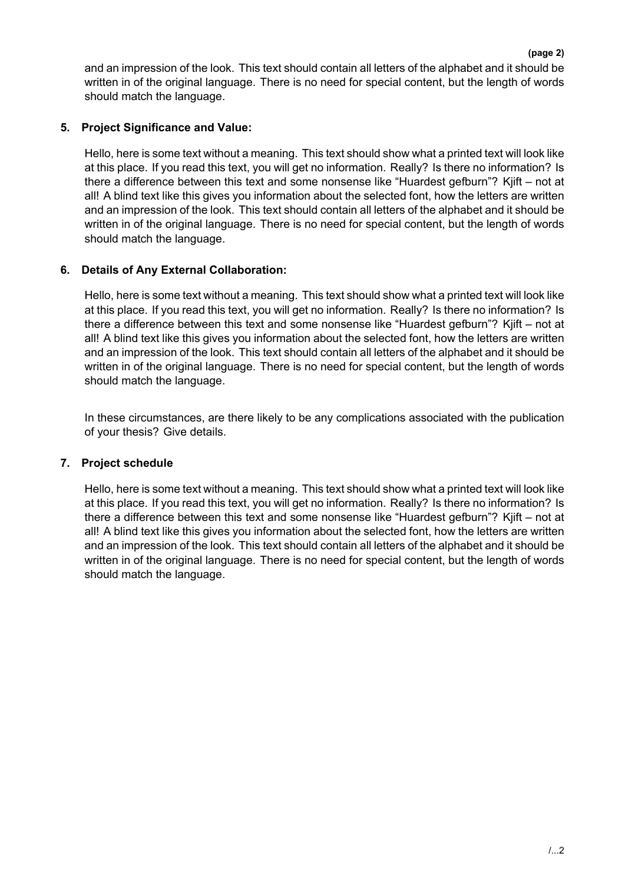and an impression of the look. This text should contain all letters of the alphabet and it should be written in of the original language. There is no need for special content, but the length of words should match the language.

**5. Project Significance and Value:**

Hello, here is some text without a meaning. This text should show what a printed text will look like at this place. If you read this text, you will get no information. Really? Is there no information? Is there a difference between this text and some nonsense like "Huardest gefburn"? Kjift – not at all! A blind text like this gives you information about the selected font, how the letters are written and an impression of the look. This text should contain all letters of the alphabet and it should be written in of the original language. There is no need for special content, but the length of words should match the language.

**6. Details of Any External Collaboration:**

Hello, here is some text without a meaning. This text should show what a printed text will look like at this place. If you read this text, you will get no information. Really? Is there no information? Is there a difference between this text and some nonsense like "Huardest gefburn"? Kjift – not at all! A blind text like this gives you information about the selected font, how the letters are written and an impression of the look. This text should contain all letters of the alphabet and it should be written in of the original language. There is no need for special content, but the length of words should match the language.

In these circumstances, are there likely to be any complications associated with the publication of your thesis? Give details.

**7. Project schedule**

Hello, here is some text without a meaning. This text should show what a printed text will look like at this place. If you read this text, you will get no information. Really? Is there no information? Is there a difference between this text and some nonsense like "Huardest gefburn"? Kjift – not at all! A blind text like this gives you information about the selected font, how the letters are written and an impression of the look. This text should contain all letters of the alphabet and it should be written in of the original language. There is no need for special content, but the length of words should match the language.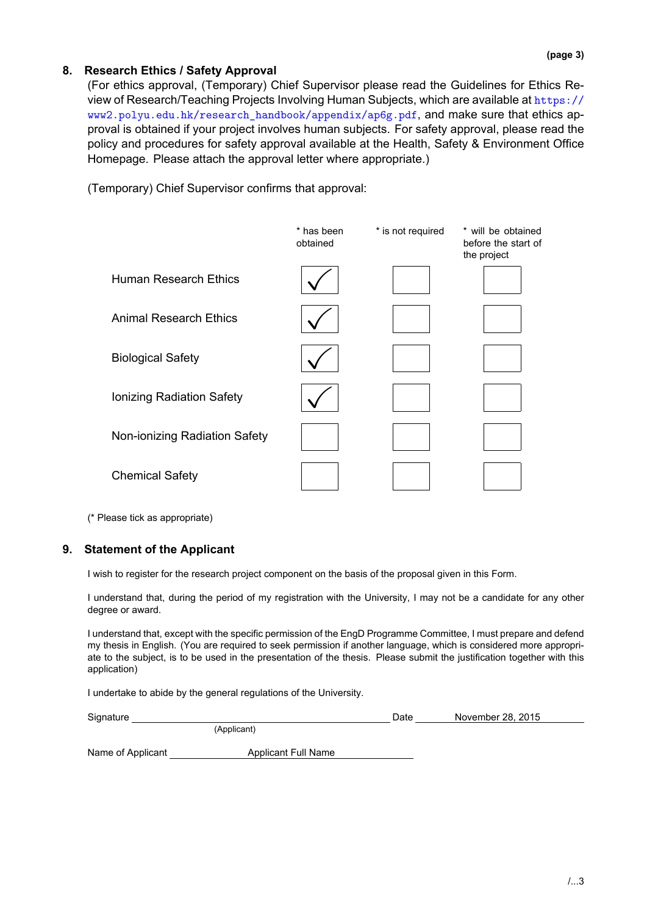## 8. Research Ethics / Safety Approval

(For ethics approval, (Temporary) Chief Supervisor please read the Guidelines for Ethics Review of Research/Teaching Projects Involving Human Subjects, which are available at https://www2.polyu.edu.hk/research_handbook/appendix/ap6g.pdf, and make sure that ethics approval is obtained if your project involves human subjects. For safety approval, please read the policy and procedures for safety approval available at the Health, Safety & Environment Office Homepage. Please attach the approval letter where appropriate.)

(Temporary) Chief Supervisor confirms that approval:

| | * has been obtained | * is not required | * will be obtained before the start of the project |
|---|---|---|---|
| Human Research Ethics | ✓ | | |
| Animal Research Ethics | ✓ | | |
| Biological Safety | ✓ | | |
| Ionizing Radiation Safety | ✓ | | |
| Non-ionizing Radiation Safety | | | |
| Chemical Safety | | | |

(* Please tick as appropriate)

## 9. Statement of the Applicant

I wish to register for the research project component on the basis of the proposal given in this Form.

I understand that, during the period of my registration with the University, I may not be a candidate for any other degree or award.

I understand that, except with the specific permission of the EngD Programme Committee, I must prepare and defend my thesis in English. (You are required to seek permission if another language, which is considered more appropriate to the subject, is to be used in the presentation of the thesis. Please submit the justification together with this application)

I undertake to abide by the general regulations of the University.

Signature ____________________ Date November 28, 2015
(Applicant)

Name of Applicant Applicant Full Name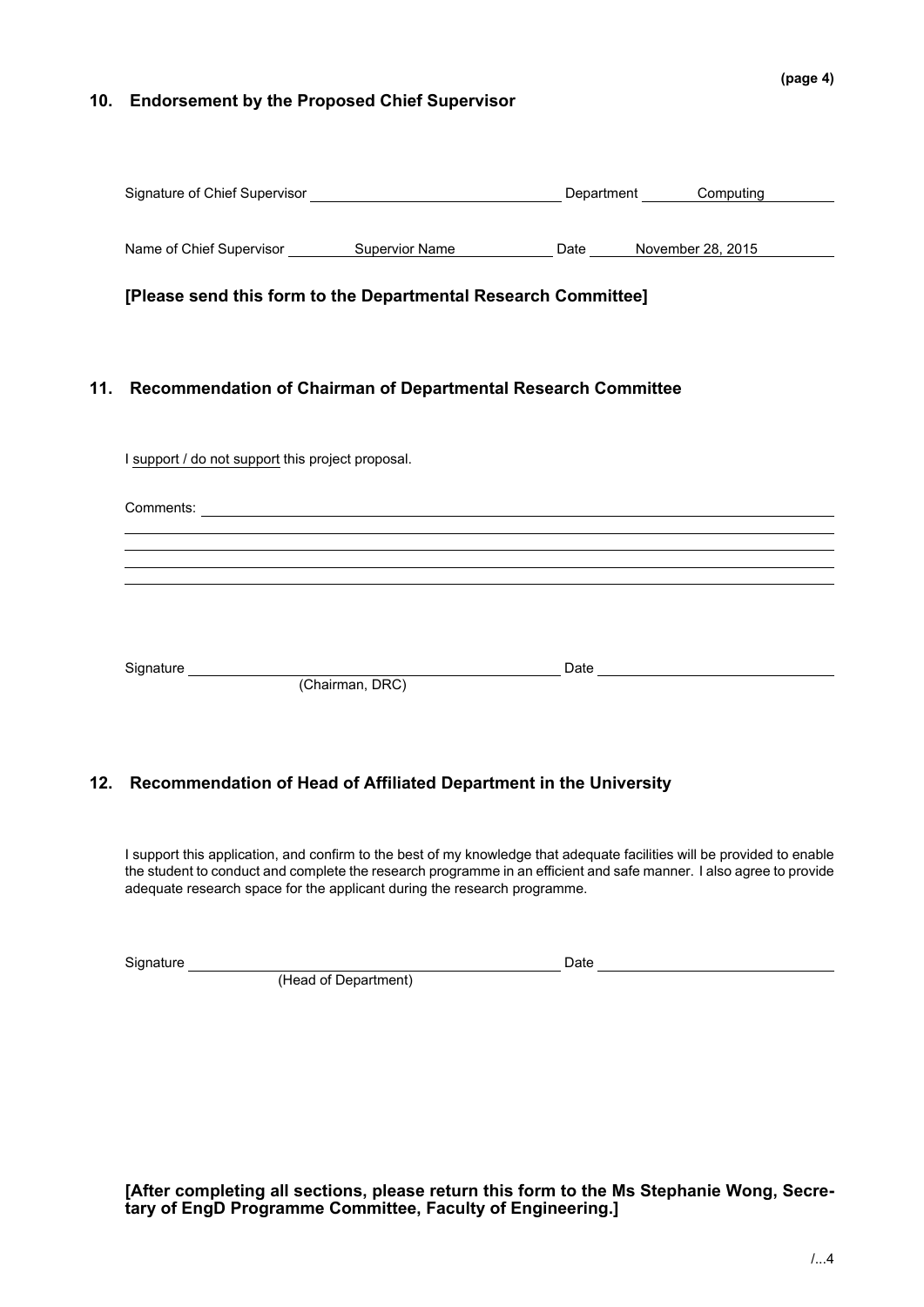## 10. Endorsement by the Proposed Chief Supervisor

Signature of Chief Supervisor ____________________ Department Computing

Name of Chief Supervisor Supervior Name Date November 28, 2015

**[Please send this form to the Departmental Research Committee]**

## 11. Recommendation of Chairman of Departmental Research Committee

I support / do not support this project proposal.

Comments: ____________________

Signature ____________________ Date ____________________
(Chairman, DRC)

## 12. Recommendation of Head of Affiliated Department in the University

I support this application, and confirm to the best of my knowledge that adequate facilities will be provided to enable the student to conduct and complete the research programme in an efficient and safe manner. I also agree to provide adequate research space for the applicant during the research programme.

Signature ____________________ Date ____________________
(Head of Department)

**[After completing all sections, please return this form to the Ms Stephanie Wong, Secretary of EngD Programme Committee, Faculty of Engineering.]**

/...4